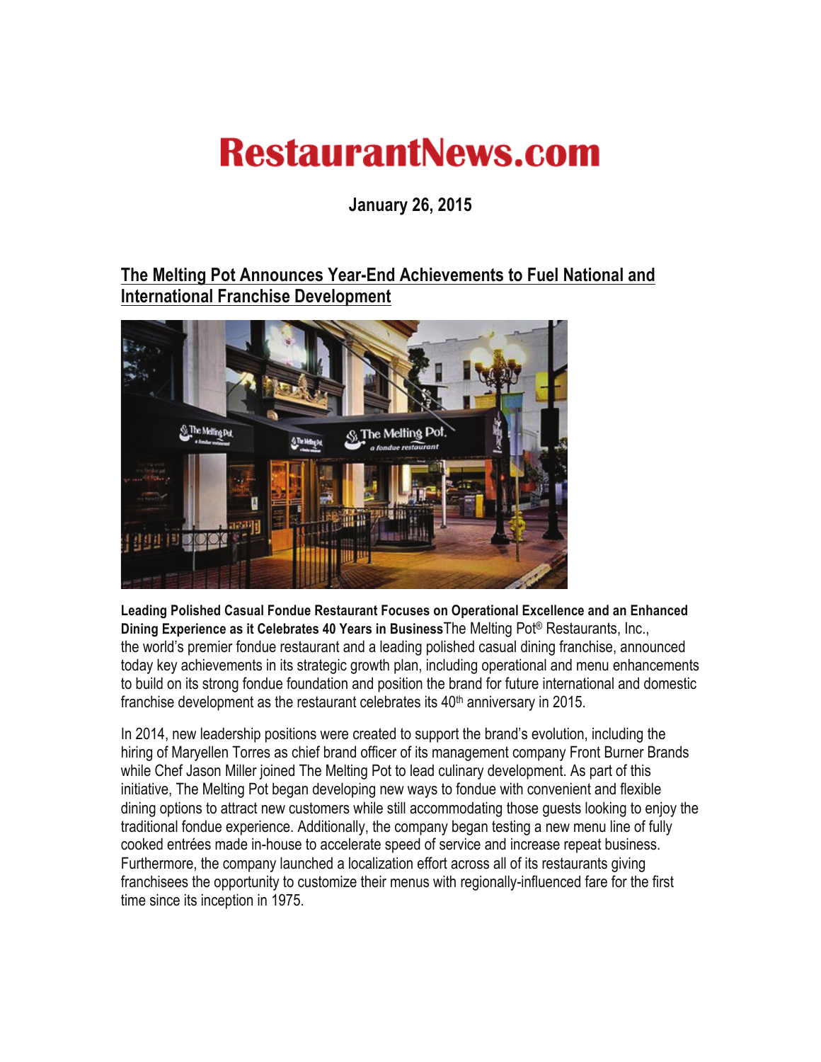# RestaurantNews.com

**January 26, 2015**

## The Melting Pot Announces Year-End Achievements to Fuel National and International Franchise Development

**Leading Polished Casual Fondue Restaurant Focuses on Operational Excellence and an Enhanced Dining Experience as it Celebrates 40 Years in Business**The Melting Pot® Restaurants, Inc., the world's premier fondue restaurant and a leading polished casual dining franchise, announced today key achievements in its strategic growth plan, including operational and menu enhancements to build on its strong fondue foundation and position the brand for future international and domestic franchise development as the restaurant celebrates its 40th anniversary in 2015.

In 2014, new leadership positions were created to support the brand's evolution, including the hiring of Maryellen Torres as chief brand officer of its management company Front Burner Brands while Chef Jason Miller joined The Melting Pot to lead culinary development. As part of this initiative, The Melting Pot began developing new ways to fondue with convenient and flexible dining options to attract new customers while still accommodating those guests looking to enjoy the traditional fondue experience. Additionally, the company began testing a new menu line of fully cooked entrées made in-house to accelerate speed of service and increase repeat business. Furthermore, the company launched a localization effort across all of its restaurants giving franchisees the opportunity to customize their menus with regionally-influenced fare for the first time since its inception in 1975.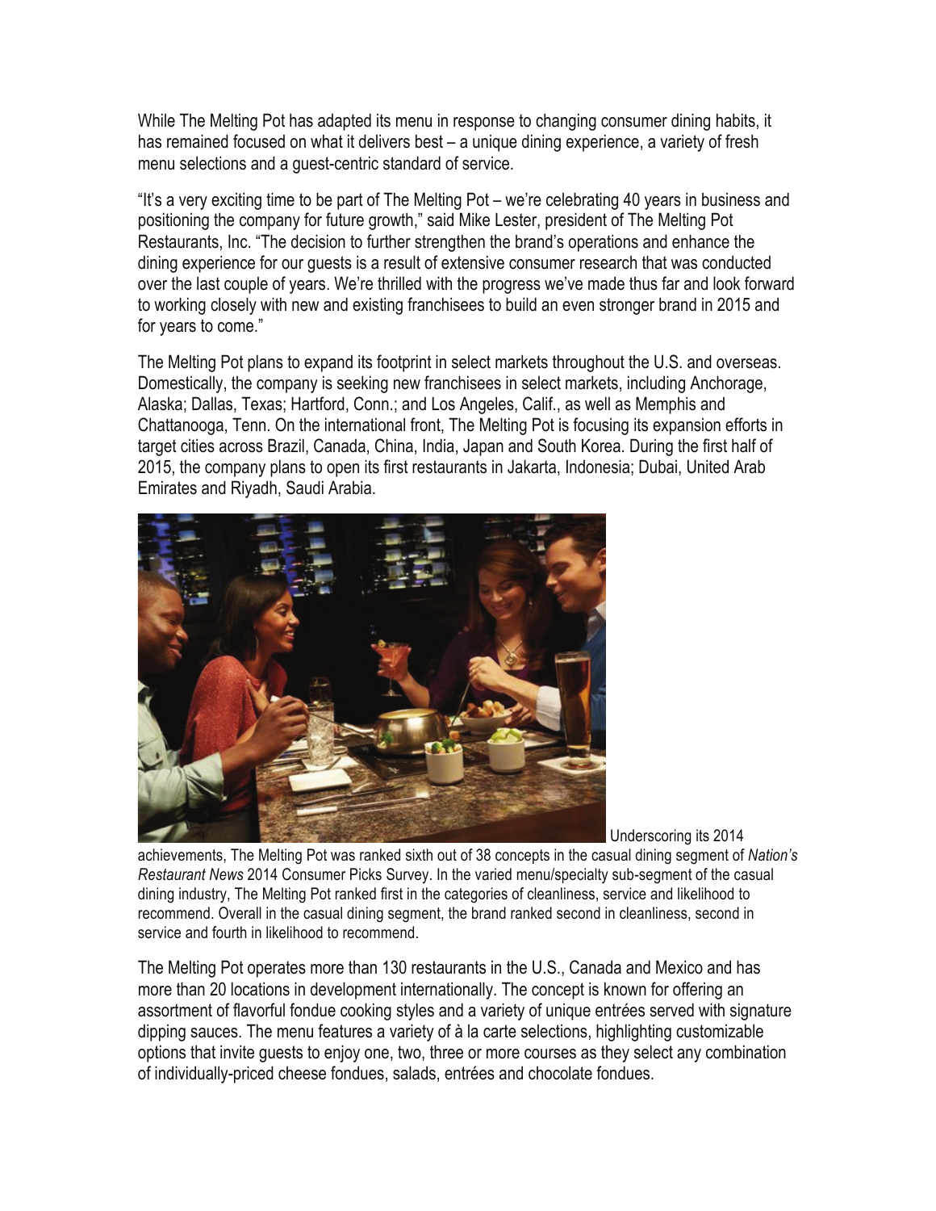While The Melting Pot has adapted its menu in response to changing consumer dining habits, it has remained focused on what it delivers best – a unique dining experience, a variety of fresh menu selections and a guest-centric standard of service.

"It's a very exciting time to be part of The Melting Pot – we're celebrating 40 years in business and positioning the company for future growth," said Mike Lester, president of The Melting Pot Restaurants, Inc. "The decision to further strengthen the brand's operations and enhance the dining experience for our guests is a result of extensive consumer research that was conducted over the last couple of years. We're thrilled with the progress we've made thus far and look forward to working closely with new and existing franchisees to build an even stronger brand in 2015 and for years to come."

The Melting Pot plans to expand its footprint in select markets throughout the U.S. and overseas. Domestically, the company is seeking new franchisees in select markets, including Anchorage, Alaska; Dallas, Texas; Hartford, Conn.; and Los Angeles, Calif., as well as Memphis and Chattanooga, Tenn. On the international front, The Melting Pot is focusing its expansion efforts in target cities across Brazil, Canada, China, India, Japan and South Korea. During the first half of 2015, the company plans to open its first restaurants in Jakarta, Indonesia; Dubai, United Arab Emirates and Riyadh, Saudi Arabia.

Underscoring its 2014 achievements, The Melting Pot was ranked sixth out of 38 concepts in the casual dining segment of *Nation's Restaurant News* 2014 Consumer Picks Survey. In the varied menu/specialty sub-segment of the casual dining industry, The Melting Pot ranked first in the categories of cleanliness, service and likelihood to recommend. Overall in the casual dining segment, the brand ranked second in cleanliness, second in service and fourth in likelihood to recommend.

The Melting Pot operates more than 130 restaurants in the U.S., Canada and Mexico and has more than 20 locations in development internationally. The concept is known for offering an assortment of flavorful fondue cooking styles and a variety of unique entrées served with signature dipping sauces. The menu features a variety of à la carte selections, highlighting customizable options that invite guests to enjoy one, two, three or more courses as they select any combination of individually-priced cheese fondues, salads, entrées and chocolate fondues.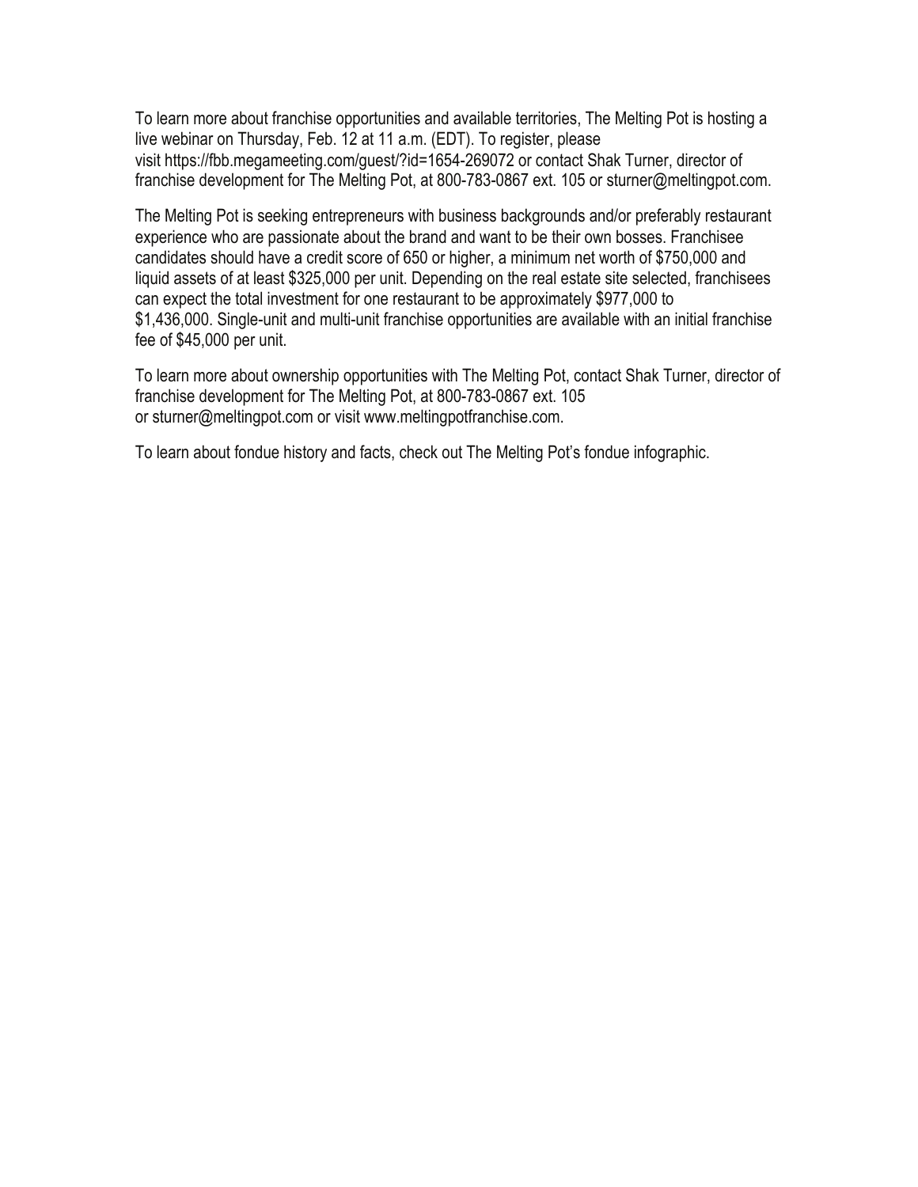To learn more about franchise opportunities and available territories, The Melting Pot is hosting a live webinar on Thursday, Feb. 12 at 11 a.m. (EDT). To register, please visit https://fbb.megameeting.com/guest/?id=1654-269072 or contact Shak Turner, director of franchise development for The Melting Pot, at 800-783-0867 ext. 105 or sturner@meltingpot.com.

The Melting Pot is seeking entrepreneurs with business backgrounds and/or preferably restaurant experience who are passionate about the brand and want to be their own bosses. Franchisee candidates should have a credit score of 650 or higher, a minimum net worth of $750,000 and liquid assets of at least $325,000 per unit. Depending on the real estate site selected, franchisees can expect the total investment for one restaurant to be approximately $977,000 to $1,436,000. Single-unit and multi-unit franchise opportunities are available with an initial franchise fee of $45,000 per unit.

To learn more about ownership opportunities with The Melting Pot, contact Shak Turner, director of franchise development for The Melting Pot, at 800-783-0867 ext. 105 or sturner@meltingpot.com or visit www.meltingpotfranchise.com.

To learn about fondue history and facts, check out The Melting Pot's fondue infographic.